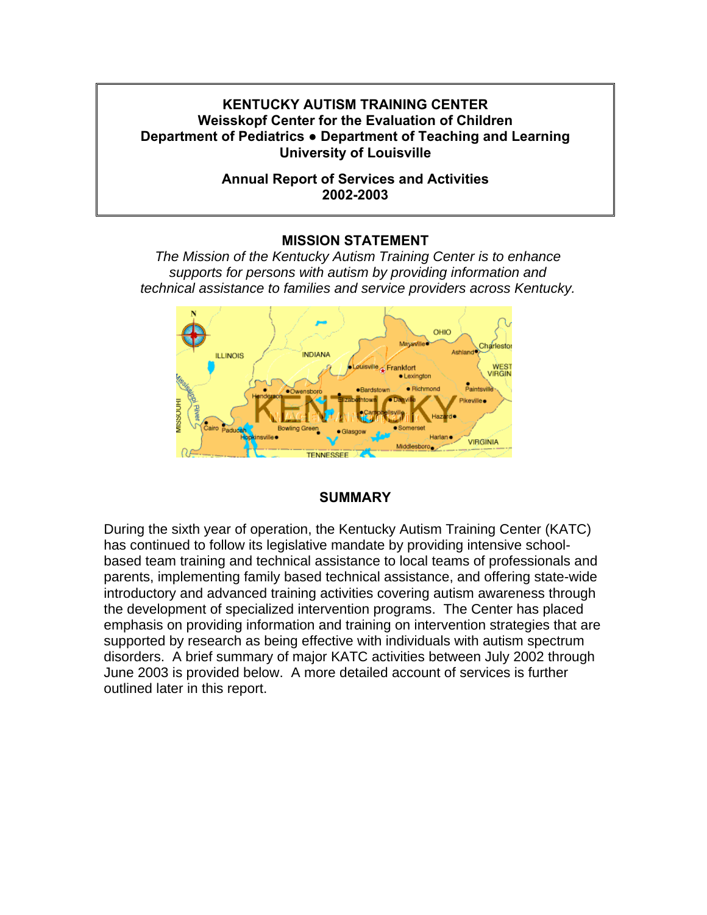**KENTUCKY AUTISM TRAINING CENTER**
**Weisskopf Center for the Evaluation of Children**
**Department of Pediatrics ● Department of Teaching and Learning**
**University of Louisville**

**Annual Report of Services and Activities**
**2002-2003**

## MISSION STATEMENT

*The Mission of the Kentucky Autism Training Center is to enhance supports for persons with autism by providing information and technical assistance to families and service providers across Kentucky.*

## SUMMARY

During the sixth year of operation, the Kentucky Autism Training Center (KATC) has continued to follow its legislative mandate by providing intensive school-based team training and technical assistance to local teams of professionals and parents, implementing family based technical assistance, and offering state-wide introductory and advanced training activities covering autism awareness through the development of specialized intervention programs. The Center has placed emphasis on providing information and training on intervention strategies that are supported by research as being effective with individuals with autism spectrum disorders. A brief summary of major KATC activities between July 2002 through June 2003 is provided below. A more detailed account of services is further outlined later in this report.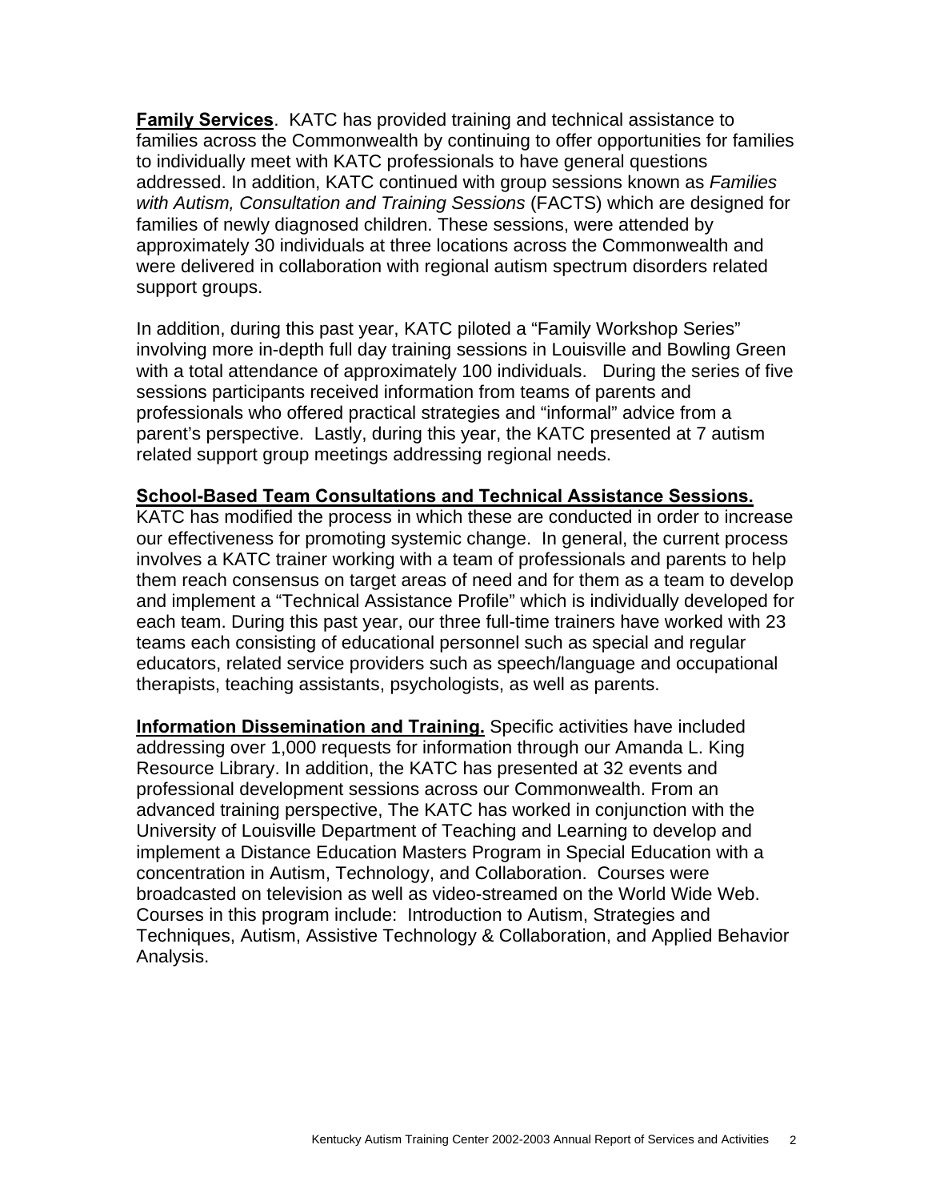**Family Services**. KATC has provided training and technical assistance to families across the Commonwealth by continuing to offer opportunities for families to individually meet with KATC professionals to have general questions addressed. In addition, KATC continued with group sessions known as *Families with Autism, Consultation and Training Sessions* (FACTS) which are designed for families of newly diagnosed children. These sessions, were attended by approximately 30 individuals at three locations across the Commonwealth and were delivered in collaboration with regional autism spectrum disorders related support groups.

In addition, during this past year, KATC piloted a "Family Workshop Series" involving more in-depth full day training sessions in Louisville and Bowling Green with a total attendance of approximately 100 individuals. During the series of five sessions participants received information from teams of parents and professionals who offered practical strategies and "informal" advice from a parent's perspective. Lastly, during this year, the KATC presented at 7 autism related support group meetings addressing regional needs.

**School-Based Team Consultations and Technical Assistance Sessions.** KATC has modified the process in which these are conducted in order to increase our effectiveness for promoting systemic change. In general, the current process involves a KATC trainer working with a team of professionals and parents to help them reach consensus on target areas of need and for them as a team to develop and implement a "Technical Assistance Profile" which is individually developed for each team. During this past year, our three full-time trainers have worked with 23 teams each consisting of educational personnel such as special and regular educators, related service providers such as speech/language and occupational therapists, teaching assistants, psychologists, as well as parents.

**Information Dissemination and Training.** Specific activities have included addressing over 1,000 requests for information through our Amanda L. King Resource Library. In addition, the KATC has presented at 32 events and professional development sessions across our Commonwealth. From an advanced training perspective, The KATC has worked in conjunction with the University of Louisville Department of Teaching and Learning to develop and implement a Distance Education Masters Program in Special Education with a concentration in Autism, Technology, and Collaboration. Courses were broadcasted on television as well as video-streamed on the World Wide Web. Courses in this program include: Introduction to Autism, Strategies and Techniques, Autism, Assistive Technology & Collaboration, and Applied Behavior Analysis.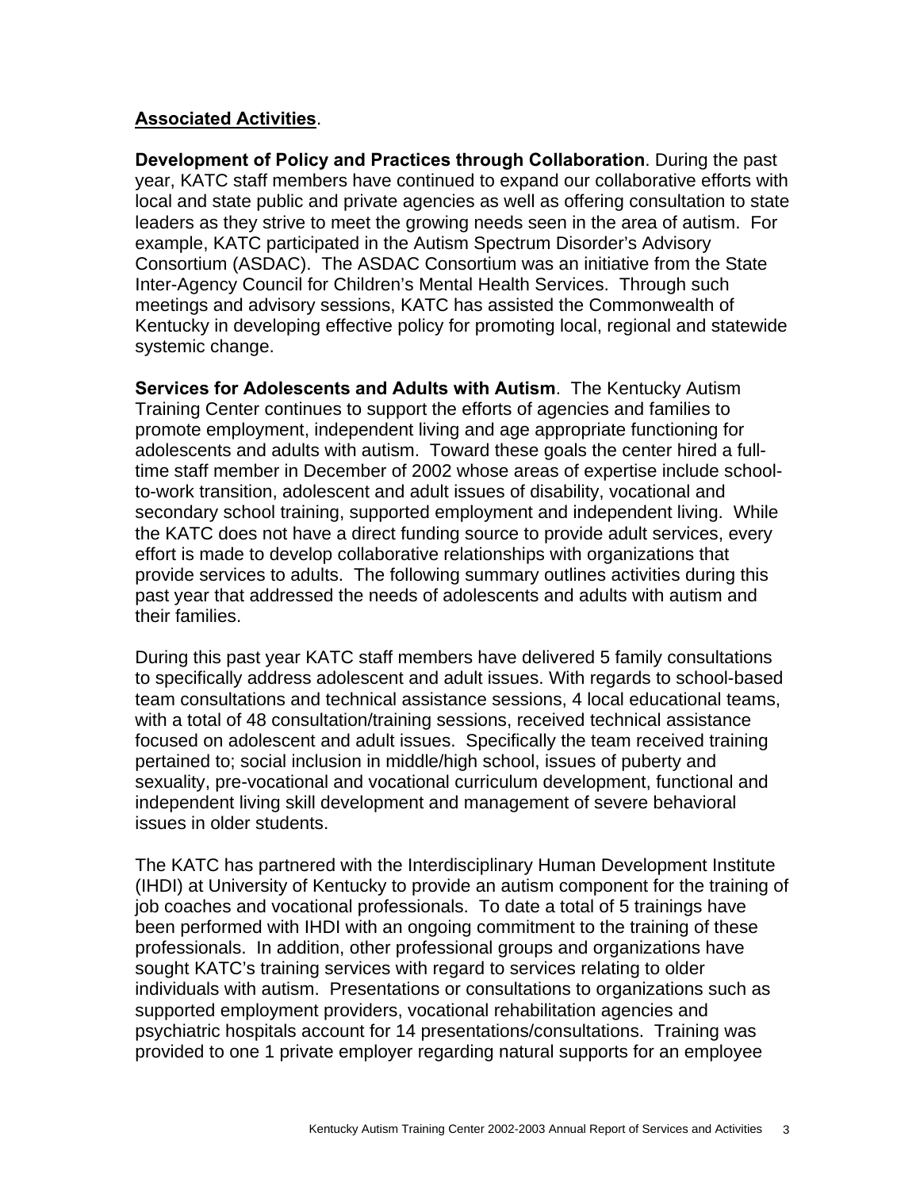**Associated Activities**.

**Development of Policy and Practices through Collaboration**. During the past year, KATC staff members have continued to expand our collaborative efforts with local and state public and private agencies as well as offering consultation to state leaders as they strive to meet the growing needs seen in the area of autism. For example, KATC participated in the Autism Spectrum Disorder's Advisory Consortium (ASDAC). The ASDAC Consortium was an initiative from the State Inter-Agency Council for Children's Mental Health Services. Through such meetings and advisory sessions, KATC has assisted the Commonwealth of Kentucky in developing effective policy for promoting local, regional and statewide systemic change.

**Services for Adolescents and Adults with Autism**. The Kentucky Autism Training Center continues to support the efforts of agencies and families to promote employment, independent living and age appropriate functioning for adolescents and adults with autism. Toward these goals the center hired a full-time staff member in December of 2002 whose areas of expertise include school-to-work transition, adolescent and adult issues of disability, vocational and secondary school training, supported employment and independent living. While the KATC does not have a direct funding source to provide adult services, every effort is made to develop collaborative relationships with organizations that provide services to adults. The following summary outlines activities during this past year that addressed the needs of adolescents and adults with autism and their families.

During this past year KATC staff members have delivered 5 family consultations to specifically address adolescent and adult issues. With regards to school-based team consultations and technical assistance sessions, 4 local educational teams, with a total of 48 consultation/training sessions, received technical assistance focused on adolescent and adult issues. Specifically the team received training pertained to; social inclusion in middle/high school, issues of puberty and sexuality, pre-vocational and vocational curriculum development, functional and independent living skill development and management of severe behavioral issues in older students.

The KATC has partnered with the Interdisciplinary Human Development Institute (IHDI) at University of Kentucky to provide an autism component for the training of job coaches and vocational professionals. To date a total of 5 trainings have been performed with IHDI with an ongoing commitment to the training of these professionals. In addition, other professional groups and organizations have sought KATC's training services with regard to services relating to older individuals with autism. Presentations or consultations to organizations such as supported employment providers, vocational rehabilitation agencies and psychiatric hospitals account for 14 presentations/consultations. Training was provided to one 1 private employer regarding natural supports for an employee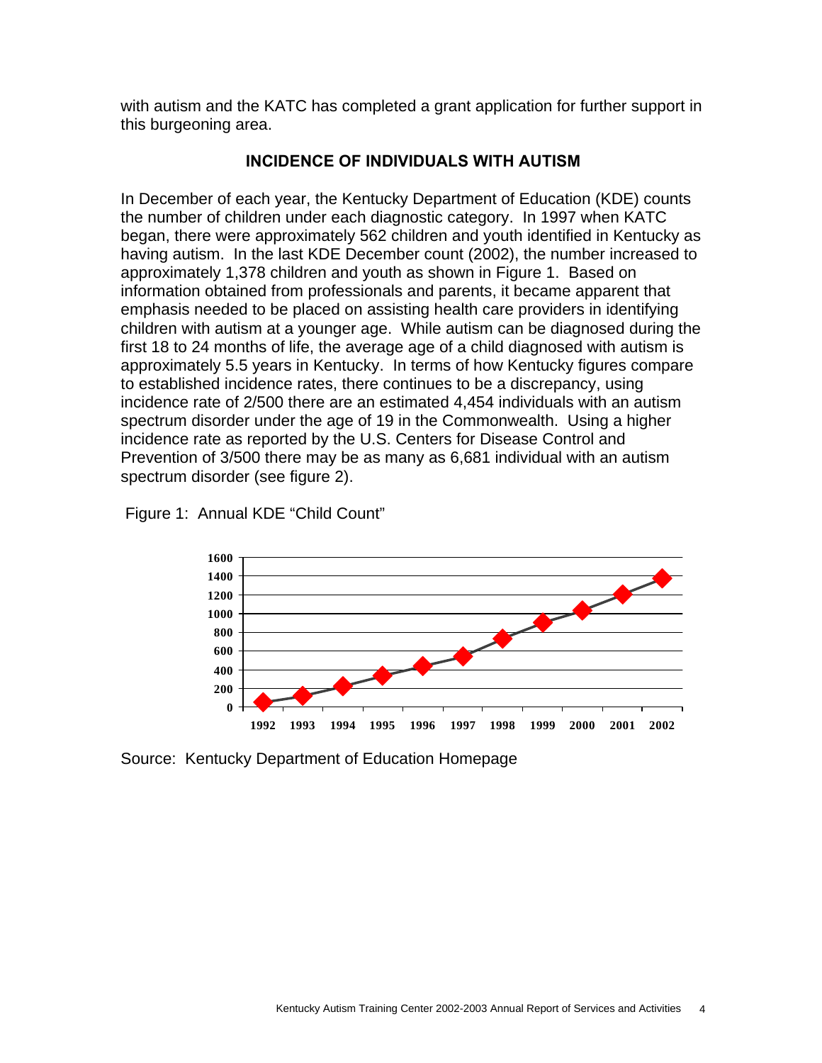with autism and the KATC has completed a grant application for further support in this burgeoning area.

## INCIDENCE OF INDIVIDUALS WITH AUTISM

In December of each year, the Kentucky Department of Education (KDE) counts the number of children under each diagnostic category. In 1997 when KATC began, there were approximately 562 children and youth identified in Kentucky as having autism. In the last KDE December count (2002), the number increased to approximately 1,378 children and youth as shown in Figure 1. Based on information obtained from professionals and parents, it became apparent that emphasis needed to be placed on assisting health care providers in identifying children with autism at a younger age. While autism can be diagnosed during the first 18 to 24 months of life, the average age of a child diagnosed with autism is approximately 5.5 years in Kentucky. In terms of how Kentucky figures compare to established incidence rates, there continues to be a discrepancy, using incidence rate of 2/500 there are an estimated 4,454 individuals with an autism spectrum disorder under the age of 19 in the Commonwealth. Using a higher incidence rate as reported by the U.S. Centers for Disease Control and Prevention of 3/500 there may be as many as 6,681 individual with an autism spectrum disorder (see figure 2).

Figure 1: Annual KDE "Child Count"

Source: Kentucky Department of Education Homepage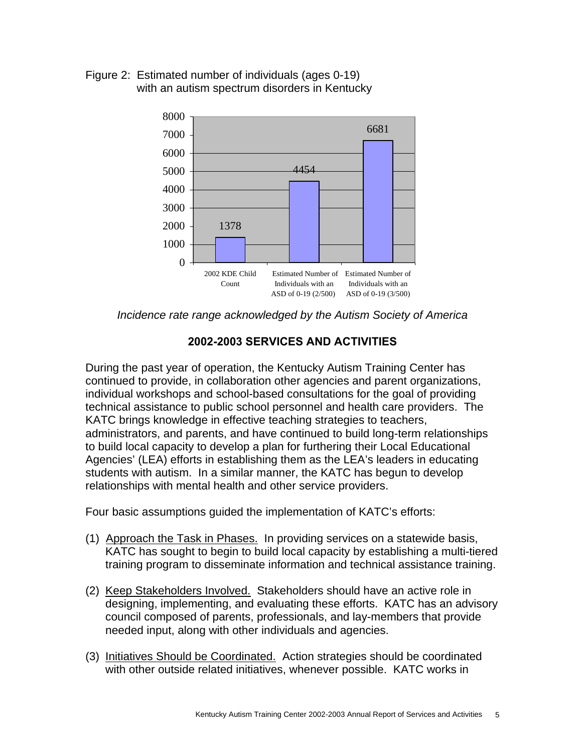Figure 2: Estimated number of individuals (ages 0-19) with an autism spectrum disorders in Kentucky

| | Value |
|---|---|
| 2002 KDE Child Count | 1378 |
| Estimated Number of Individuals with an ASD of 0-19 (2/500) | 4454 |
| Estimated Number of Individuals with an ASD of 0-19 (3/500) | 6681 |

*Incidence rate range acknowledged by the Autism Society of America*

## 2002-2003 SERVICES AND ACTIVITIES

During the past year of operation, the Kentucky Autism Training Center has continued to provide, in collaboration other agencies and parent organizations, individual workshops and school-based consultations for the goal of providing technical assistance to public school personnel and health care providers. The KATC brings knowledge in effective teaching strategies to teachers, administrators, and parents, and have continued to build long-term relationships to build local capacity to develop a plan for furthering their Local Educational Agencies' (LEA) efforts in establishing them as the LEA's leaders in educating students with autism. In a similar manner, the KATC has begun to develop relationships with mental health and other service providers.

Four basic assumptions guided the implementation of KATC's efforts:

(1) Approach the Task in Phases. In providing services on a statewide basis, KATC has sought to begin to build local capacity by establishing a multi-tiered training program to disseminate information and technical assistance training.

(2) Keep Stakeholders Involved. Stakeholders should have an active role in designing, implementing, and evaluating these efforts. KATC has an advisory council composed of parents, professionals, and lay-members that provide needed input, along with other individuals and agencies.

(3) Initiatives Should be Coordinated. Action strategies should be coordinated with other outside related initiatives, whenever possible. KATC works in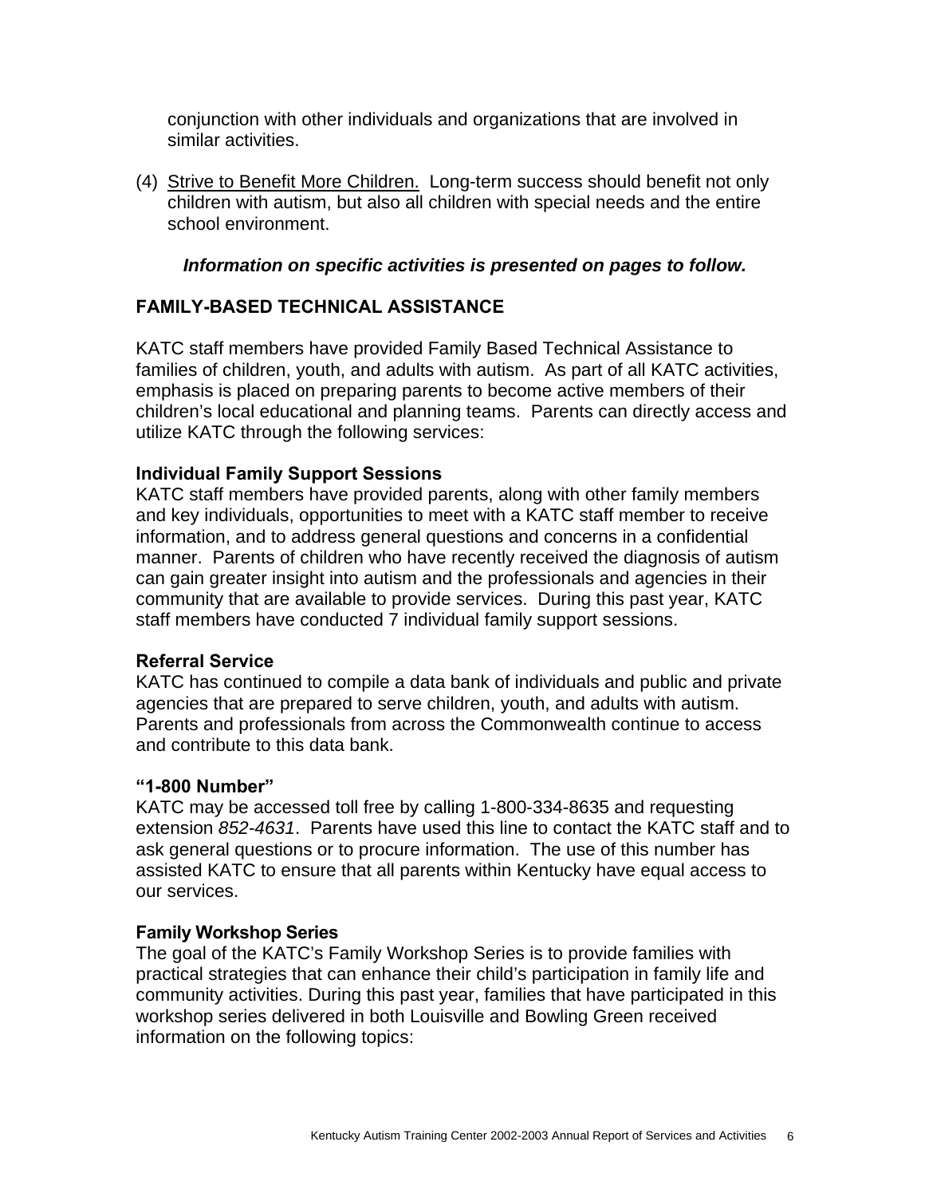conjunction with other individuals and organizations that are involved in similar activities.

(4) <u>Strive to Benefit More Children.</u> Long-term success should benefit not only children with autism, but also all children with special needs and the entire school environment.

***Information on specific activities is presented on pages to follow.***

## FAMILY-BASED TECHNICAL ASSISTANCE

KATC staff members have provided Family Based Technical Assistance to families of children, youth, and adults with autism. As part of all KATC activities, emphasis is placed on preparing parents to become active members of their children's local educational and planning teams. Parents can directly access and utilize KATC through the following services:

### Individual Family Support Sessions

KATC staff members have provided parents, along with other family members and key individuals, opportunities to meet with a KATC staff member to receive information, and to address general questions and concerns in a confidential manner. Parents of children who have recently received the diagnosis of autism can gain greater insight into autism and the professionals and agencies in their community that are available to provide services. During this past year, KATC staff members have conducted 7 individual family support sessions.

### Referral Service

KATC has continued to compile a data bank of individuals and public and private agencies that are prepared to serve children, youth, and adults with autism. Parents and professionals from across the Commonwealth continue to access and contribute to this data bank.

### "1-800 Number"

KATC may be accessed toll free by calling 1-800-334-8635 and requesting extension *852-4631*. Parents have used this line to contact the KATC staff and to ask general questions or to procure information. The use of this number has assisted KATC to ensure that all parents within Kentucky have equal access to our services.

### Family Workshop Series

The goal of the KATC's Family Workshop Series is to provide families with practical strategies that can enhance their child's participation in family life and community activities. During this past year, families that have participated in this workshop series delivered in both Louisville and Bowling Green received information on the following topics: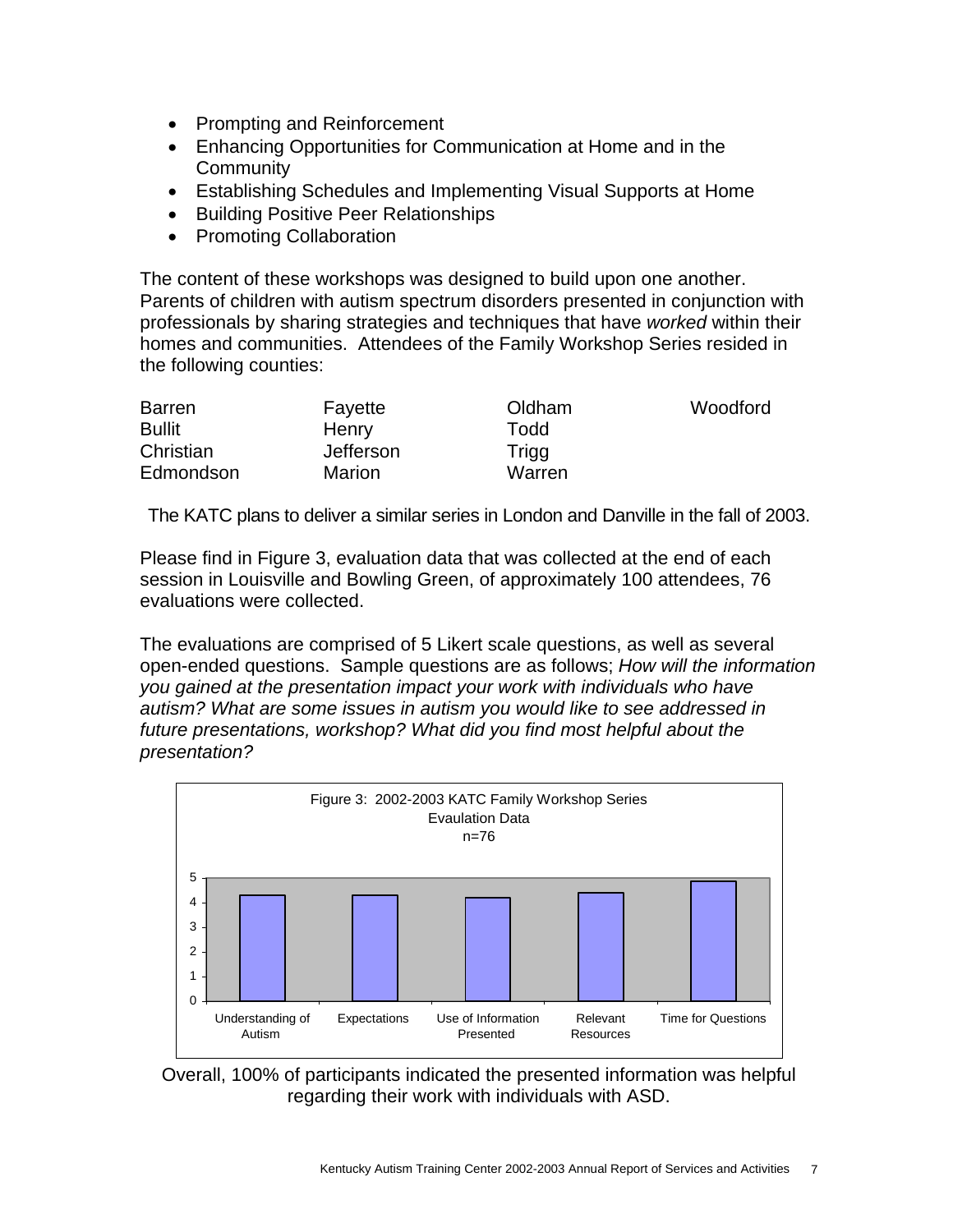- Prompting and Reinforcement
- Enhancing Opportunities for Communication at Home and in the Community
- Establishing Schedules and Implementing Visual Supports at Home
- Building Positive Peer Relationships
- Promoting Collaboration

The content of these workshops was designed to build upon one another. Parents of children with autism spectrum disorders presented in conjunction with professionals by sharing strategies and techniques that have *worked* within their homes and communities. Attendees of the Family Workshop Series resided in the following counties:

| | | | |
|---|---|---|---|
| Barren | Fayette | Oldham | Woodford |
| Bullit | Henry | Todd | |
| Christian | Jefferson | Trigg | |
| Edmondson | Marion | Warren | |

The KATC plans to deliver a similar series in London and Danville in the fall of 2003.

Please find in Figure 3, evaluation data that was collected at the end of each session in Louisville and Bowling Green, of approximately 100 attendees, 76 evaluations were collected.

The evaluations are comprised of 5 Likert scale questions, as well as several open-ended questions. Sample questions are as follows; *How will the information you gained at the presentation impact your work with individuals who have autism? What are some issues in autism you would like to see addressed in future presentations, workshop? What did you find most helpful about the presentation?*

Figure 3: 2002-2003 KATC Family Workshop Series Evaulation Data n=76

| Category | Rating (approx.) |
|---|---|
| Understanding of Autism | 4.3 |
| Expectations | 4.3 |
| Use of Information Presented | 4.2 |
| Relevant Resources | 4.4 |
| Time for Questions | 4.9 |

Overall, 100% of participants indicated the presented information was helpful regarding their work with individuals with ASD.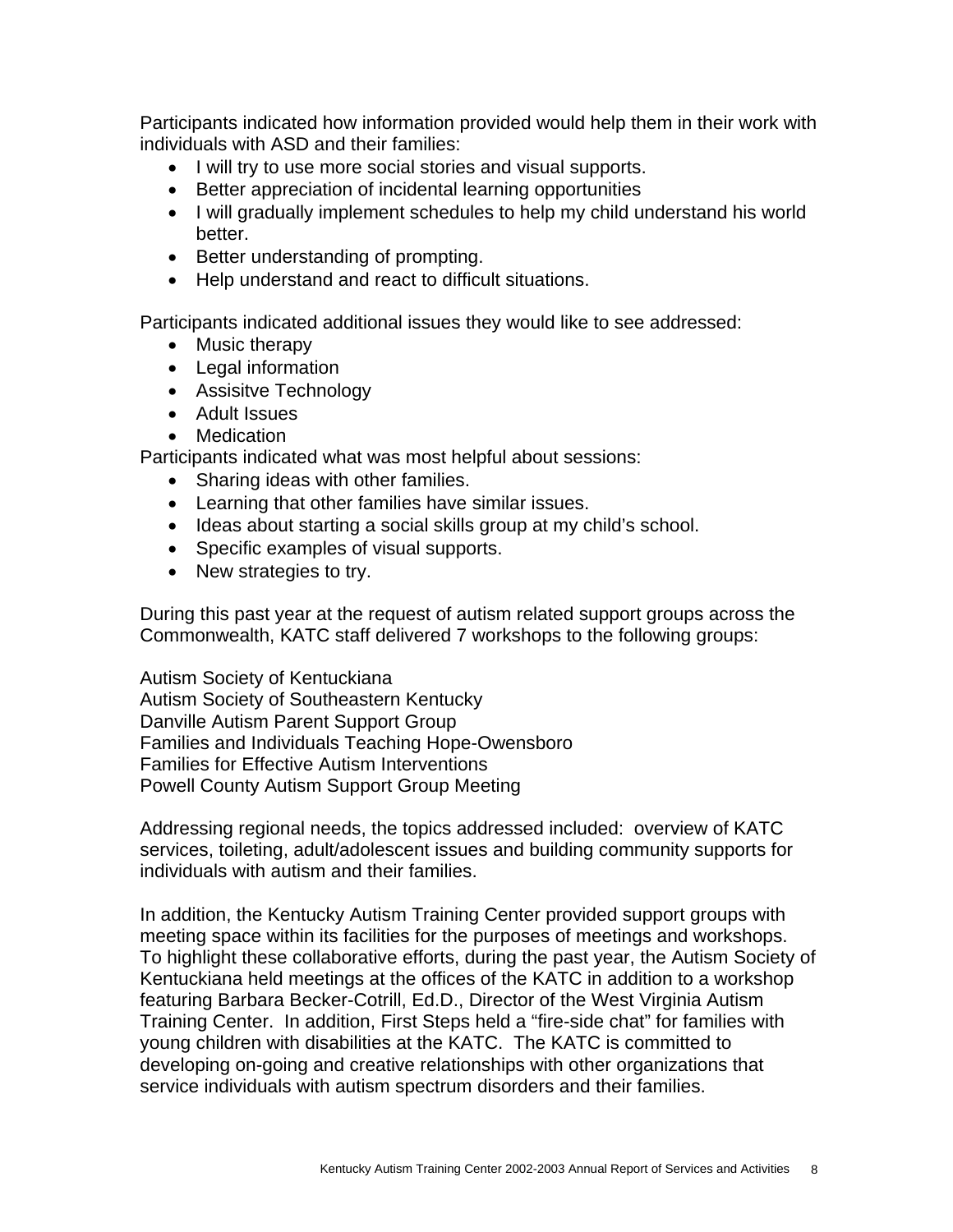Participants indicated how information provided would help them in their work with individuals with ASD and their families:

- I will try to use more social stories and visual supports.
- Better appreciation of incidental learning opportunities
- I will gradually implement schedules to help my child understand his world better.
- Better understanding of prompting.
- Help understand and react to difficult situations.

Participants indicated additional issues they would like to see addressed:

- Music therapy
- Legal information
- Assisitve Technology
- Adult Issues
- Medication

Participants indicated what was most helpful about sessions:

- Sharing ideas with other families.
- Learning that other families have similar issues.
- Ideas about starting a social skills group at my child's school.
- Specific examples of visual supports.
- New strategies to try.

During this past year at the request of autism related support groups across the Commonwealth, KATC staff delivered 7 workshops to the following groups:

Autism Society of Kentuckiana
Autism Society of Southeastern Kentucky
Danville Autism Parent Support Group
Families and Individuals Teaching Hope-Owensboro
Families for Effective Autism Interventions
Powell County Autism Support Group Meeting

Addressing regional needs, the topics addressed included: overview of KATC services, toileting, adult/adolescent issues and building community supports for individuals with autism and their families.

In addition, the Kentucky Autism Training Center provided support groups with meeting space within its facilities for the purposes of meetings and workshops. To highlight these collaborative efforts, during the past year, the Autism Society of Kentuckiana held meetings at the offices of the KATC in addition to a workshop featuring Barbara Becker-Cotrill, Ed.D., Director of the West Virginia Autism Training Center. In addition, First Steps held a "fire-side chat" for families with young children with disabilities at the KATC. The KATC is committed to developing on-going and creative relationships with other organizations that service individuals with autism spectrum disorders and their families.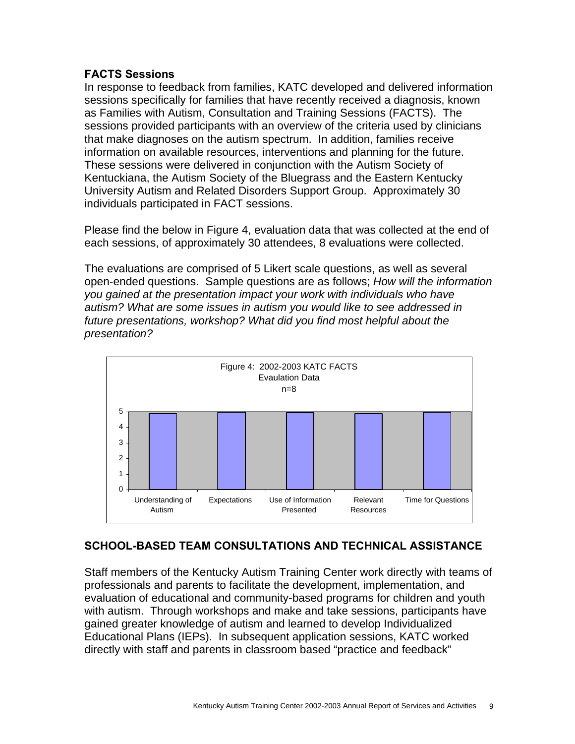## FACTS Sessions

In response to feedback from families, KATC developed and delivered information sessions specifically for families that have recently received a diagnosis, known as Families with Autism, Consultation and Training Sessions (FACTS). The sessions provided participants with an overview of the criteria used by clinicians that make diagnoses on the autism spectrum. In addition, families receive information on available resources, interventions and planning for the future. These sessions were delivered in conjunction with the Autism Society of Kentuckiana, the Autism Society of the Bluegrass and the Eastern Kentucky University Autism and Related Disorders Support Group. Approximately 30 individuals participated in FACT sessions.

Please find the below in Figure 4, evaluation data that was collected at the end of each sessions, of approximately 30 attendees, 8 evaluations were collected.

The evaluations are comprised of 5 Likert scale questions, as well as several open-ended questions. Sample questions are as follows; *How will the information you gained at the presentation impact your work with individuals who have autism? What are some issues in autism you would like to see addressed in future presentations, workshop? What did you find most helpful about the presentation?*

Figure 4: 2002-2003 KATC FACTS Evaulation Data n=8

Categories: Understanding of Autism, Expectations, Use of Information Presented, Relevant Resources, Time for Questions (scale 0–5)

## SCHOOL-BASED TEAM CONSULTATIONS AND TECHNICAL ASSISTANCE

Staff members of the Kentucky Autism Training Center work directly with teams of professionals and parents to facilitate the development, implementation, and evaluation of educational and community-based programs for children and youth with autism. Through workshops and make and take sessions, participants have gained greater knowledge of autism and learned to develop Individualized Educational Plans (IEPs). In subsequent application sessions, KATC worked directly with staff and parents in classroom based “practice and feedback”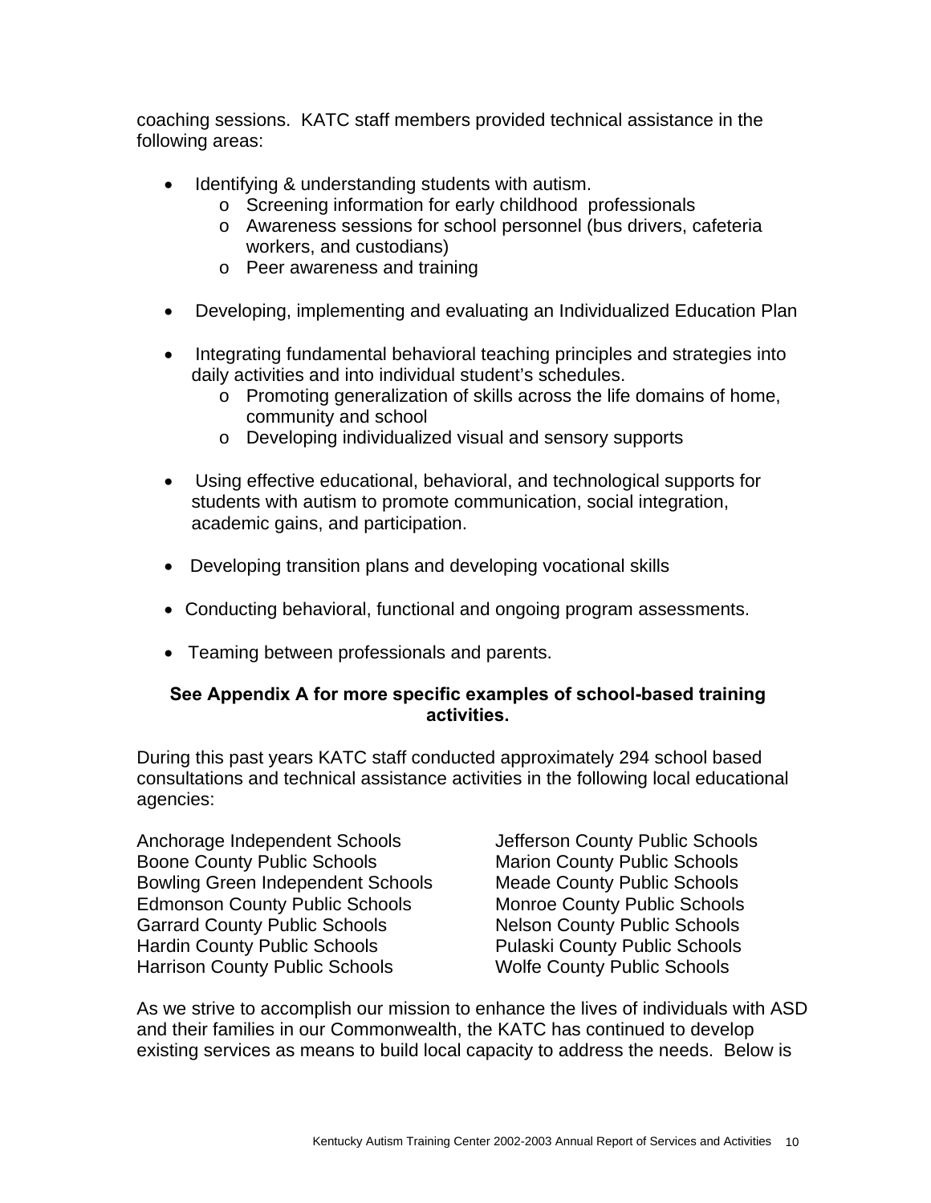coaching sessions. KATC staff members provided technical assistance in the following areas:

- Identifying & understanding students with autism.
  - Screening information for early childhood professionals
  - Awareness sessions for school personnel (bus drivers, cafeteria workers, and custodians)
  - Peer awareness and training
- Developing, implementing and evaluating an Individualized Education Plan
- Integrating fundamental behavioral teaching principles and strategies into daily activities and into individual student's schedules.
  - Promoting generalization of skills across the life domains of home, community and school
  - Developing individualized visual and sensory supports
- Using effective educational, behavioral, and technological supports for students with autism to promote communication, social integration, academic gains, and participation.
- Developing transition plans and developing vocational skills
- Conducting behavioral, functional and ongoing program assessments.
- Teaming between professionals and parents.

**See Appendix A for more specific examples of school-based training activities.**

During this past years KATC staff conducted approximately 294 school based consultations and technical assistance activities in the following local educational agencies:

Anchorage Independent Schools
Boone County Public Schools
Bowling Green Independent Schools
Edmonson County Public Schools
Garrard County Public Schools
Hardin County Public Schools
Harrison County Public Schools
Jefferson County Public Schools
Marion County Public Schools
Meade County Public Schools
Monroe County Public Schools
Nelson County Public Schools
Pulaski County Public Schools
Wolfe County Public Schools

As we strive to accomplish our mission to enhance the lives of individuals with ASD and their families in our Commonwealth, the KATC has continued to develop existing services as means to build local capacity to address the needs. Below is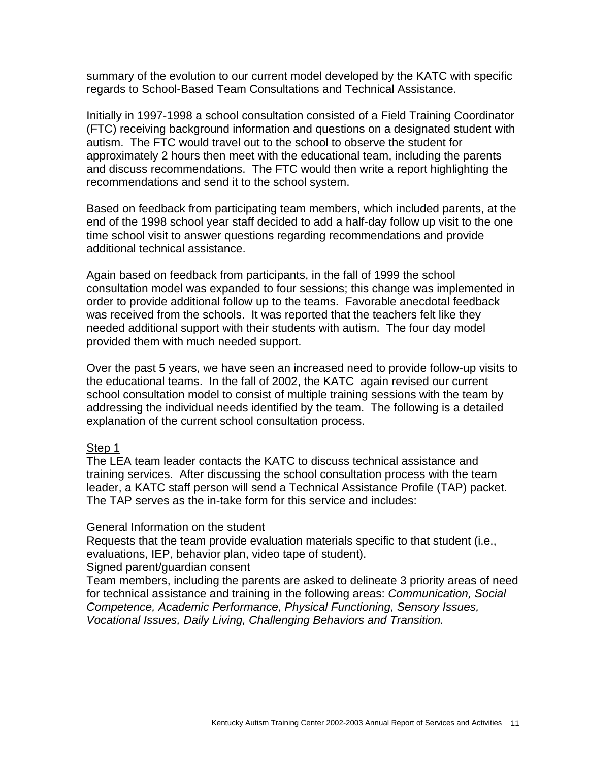summary of the evolution to our current model developed by the KATC with specific regards to School-Based Team Consultations and Technical Assistance.

Initially in 1997-1998 a school consultation consisted of a Field Training Coordinator (FTC) receiving background information and questions on a designated student with autism. The FTC would travel out to the school to observe the student for approximately 2 hours then meet with the educational team, including the parents and discuss recommendations. The FTC would then write a report highlighting the recommendations and send it to the school system.

Based on feedback from participating team members, which included parents, at the end of the 1998 school year staff decided to add a half-day follow up visit to the one time school visit to answer questions regarding recommendations and provide additional technical assistance.

Again based on feedback from participants, in the fall of 1999 the school consultation model was expanded to four sessions; this change was implemented in order to provide additional follow up to the teams. Favorable anecdotal feedback was received from the schools. It was reported that the teachers felt like they needed additional support with their students with autism. The four day model provided them with much needed support.

Over the past 5 years, we have seen an increased need to provide follow-up visits to the educational teams. In the fall of 2002, the KATC again revised our current school consultation model to consist of multiple training sessions with the team by addressing the individual needs identified by the team. The following is a detailed explanation of the current school consultation process.

<u>Step 1</u>

The LEA team leader contacts the KATC to discuss technical assistance and training services. After discussing the school consultation process with the team leader, a KATC staff person will send a Technical Assistance Profile (TAP) packet. The TAP serves as the in-take form for this service and includes:

General Information on the student

Requests that the team provide evaluation materials specific to that student (i.e., evaluations, IEP, behavior plan, video tape of student).

Signed parent/guardian consent

Team members, including the parents are asked to delineate 3 priority areas of need for technical assistance and training in the following areas: *Communication, Social Competence, Academic Performance, Physical Functioning, Sensory Issues, Vocational Issues, Daily Living, Challenging Behaviors and Transition.*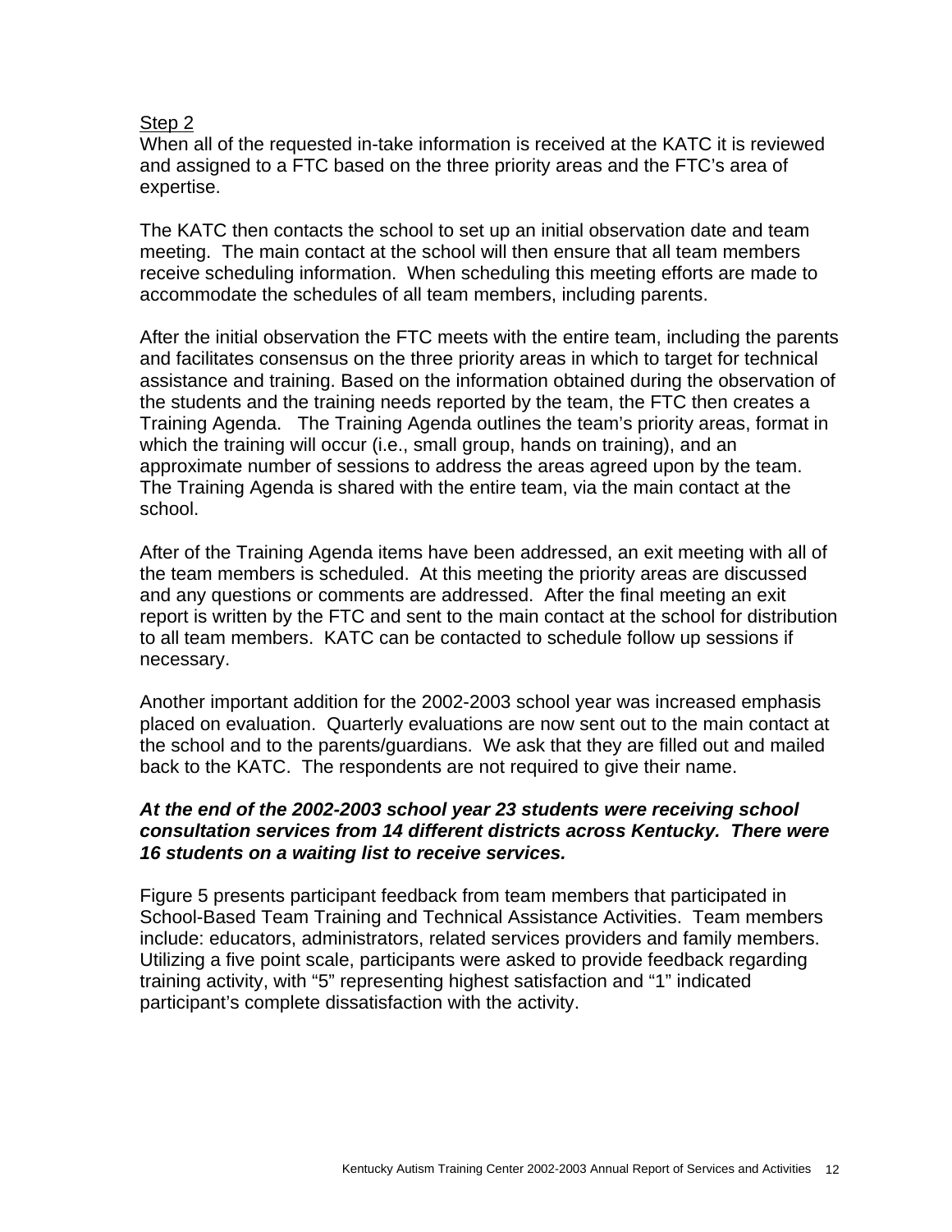<u>Step 2</u>

When all of the requested in-take information is received at the KATC it is reviewed and assigned to a FTC based on the three priority areas and the FTC's area of expertise.

The KATC then contacts the school to set up an initial observation date and team meeting. The main contact at the school will then ensure that all team members receive scheduling information. When scheduling this meeting efforts are made to accommodate the schedules of all team members, including parents.

After the initial observation the FTC meets with the entire team, including the parents and facilitates consensus on the three priority areas in which to target for technical assistance and training. Based on the information obtained during the observation of the students and the training needs reported by the team, the FTC then creates a Training Agenda. The Training Agenda outlines the team's priority areas, format in which the training will occur (i.e., small group, hands on training), and an approximate number of sessions to address the areas agreed upon by the team. The Training Agenda is shared with the entire team, via the main contact at the school.

After of the Training Agenda items have been addressed, an exit meeting with all of the team members is scheduled. At this meeting the priority areas are discussed and any questions or comments are addressed. After the final meeting an exit report is written by the FTC and sent to the main contact at the school for distribution to all team members. KATC can be contacted to schedule follow up sessions if necessary.

Another important addition for the 2002-2003 school year was increased emphasis placed on evaluation. Quarterly evaluations are now sent out to the main contact at the school and to the parents/guardians. We ask that they are filled out and mailed back to the KATC. The respondents are not required to give their name.

***At the end of the 2002-2003 school year 23 students were receiving school consultation services from 14 different districts across Kentucky. There were 16 students on a waiting list to receive services.***

Figure 5 presents participant feedback from team members that participated in School-Based Team Training and Technical Assistance Activities. Team members include: educators, administrators, related services providers and family members. Utilizing a five point scale, participants were asked to provide feedback regarding training activity, with "5" representing highest satisfaction and "1" indicated participant's complete dissatisfaction with the activity.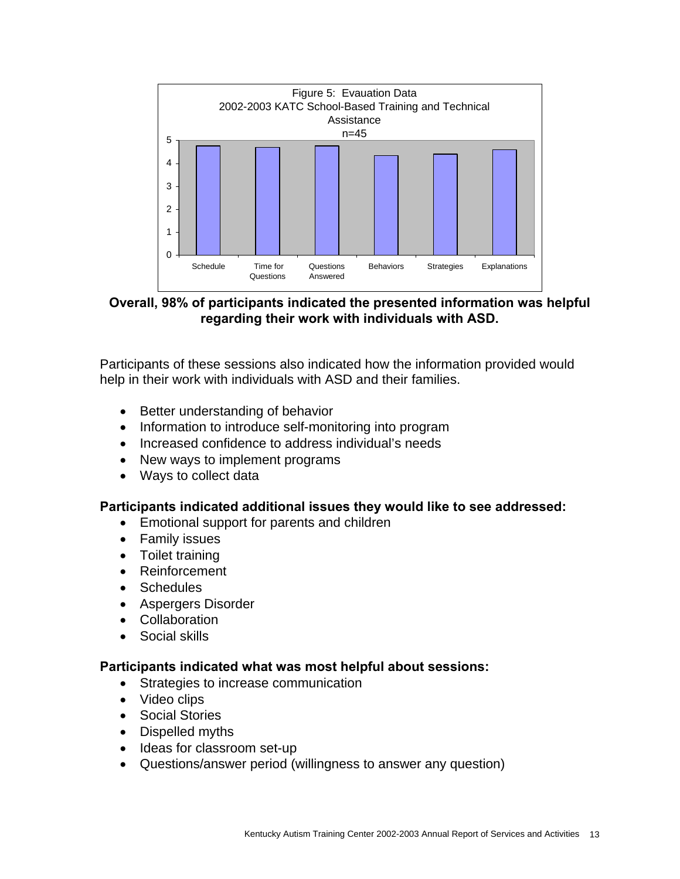Figure 5: Evauation Data
2002-2003 KATC School-Based Training and Technical Assistance
n=45

**Overall, 98% of participants indicated the presented information was helpful regarding their work with individuals with ASD.**

Participants of these sessions also indicated how the information provided would help in their work with individuals with ASD and their families.

- Better understanding of behavior
- Information to introduce self-monitoring into program
- Increased confidence to address individual's needs
- New ways to implement programs
- Ways to collect data

**Participants indicated additional issues they would like to see addressed:**

- Emotional support for parents and children
- Family issues
- Toilet training
- Reinforcement
- Schedules
- Aspergers Disorder
- Collaboration
- Social skills

**Participants indicated what was most helpful about sessions:**

- Strategies to increase communication
- Video clips
- Social Stories
- Dispelled myths
- Ideas for classroom set-up
- Questions/answer period (willingness to answer any question)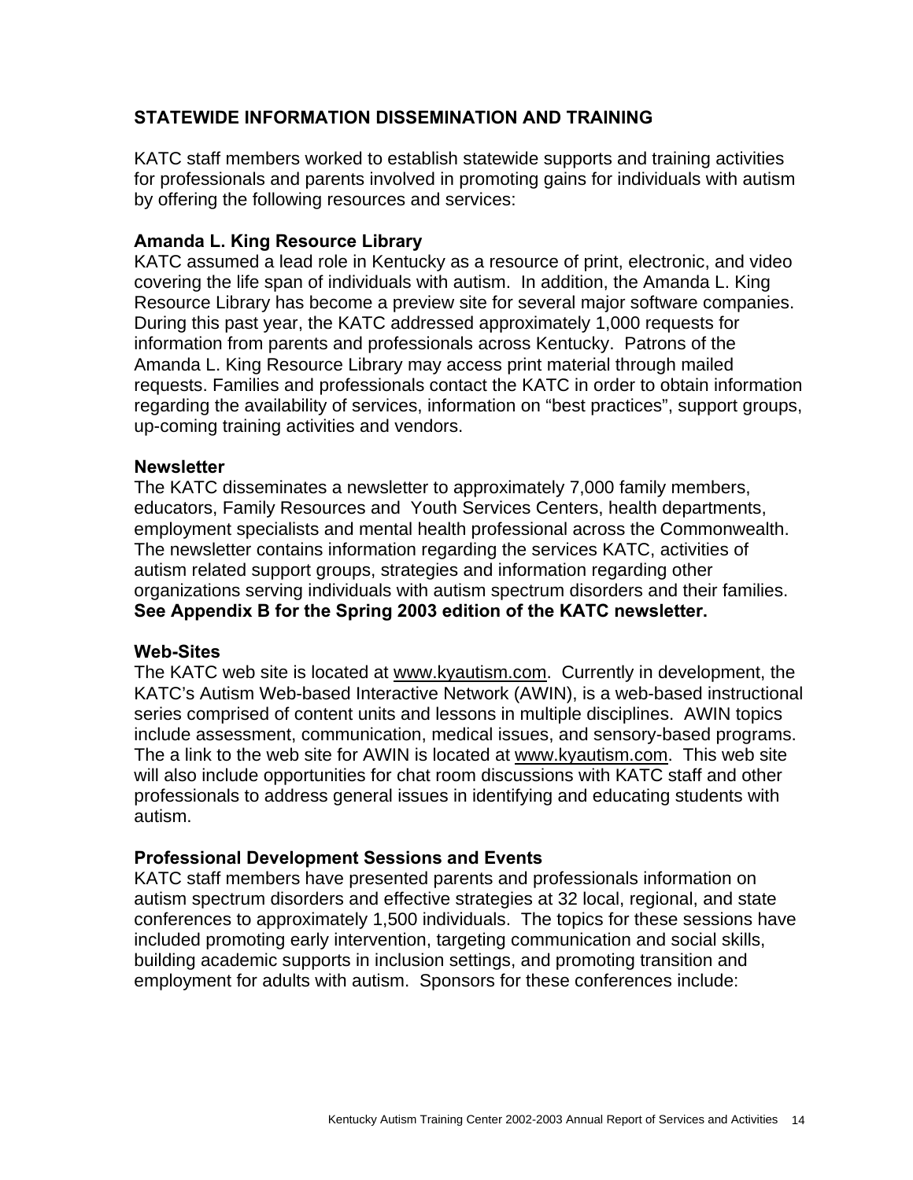## STATEWIDE INFORMATION DISSEMINATION AND TRAINING

KATC staff members worked to establish statewide supports and training activities for professionals and parents involved in promoting gains for individuals with autism by offering the following resources and services:

### Amanda L. King Resource Library

KATC assumed a lead role in Kentucky as a resource of print, electronic, and video covering the life span of individuals with autism. In addition, the Amanda L. King Resource Library has become a preview site for several major software companies. During this past year, the KATC addressed approximately 1,000 requests for information from parents and professionals across Kentucky. Patrons of the Amanda L. King Resource Library may access print material through mailed requests. Families and professionals contact the KATC in order to obtain information regarding the availability of services, information on "best practices", support groups, up-coming training activities and vendors.

### Newsletter

The KATC disseminates a newsletter to approximately 7,000 family members, educators, Family Resources and Youth Services Centers, health departments, employment specialists and mental health professional across the Commonwealth. The newsletter contains information regarding the services KATC, activities of autism related support groups, strategies and information regarding other organizations serving individuals with autism spectrum disorders and their families. **See Appendix B for the Spring 2003 edition of the KATC newsletter.**

### Web-Sites

The KATC web site is located at www.kyautism.com. Currently in development, the KATC's Autism Web-based Interactive Network (AWIN), is a web-based instructional series comprised of content units and lessons in multiple disciplines. AWIN topics include assessment, communication, medical issues, and sensory-based programs. The a link to the web site for AWIN is located at www.kyautism.com. This web site will also include opportunities for chat room discussions with KATC staff and other professionals to address general issues in identifying and educating students with autism.

### Professional Development Sessions and Events

KATC staff members have presented parents and professionals information on autism spectrum disorders and effective strategies at 32 local, regional, and state conferences to approximately 1,500 individuals. The topics for these sessions have included promoting early intervention, targeting communication and social skills, building academic supports in inclusion settings, and promoting transition and employment for adults with autism. Sponsors for these conferences include: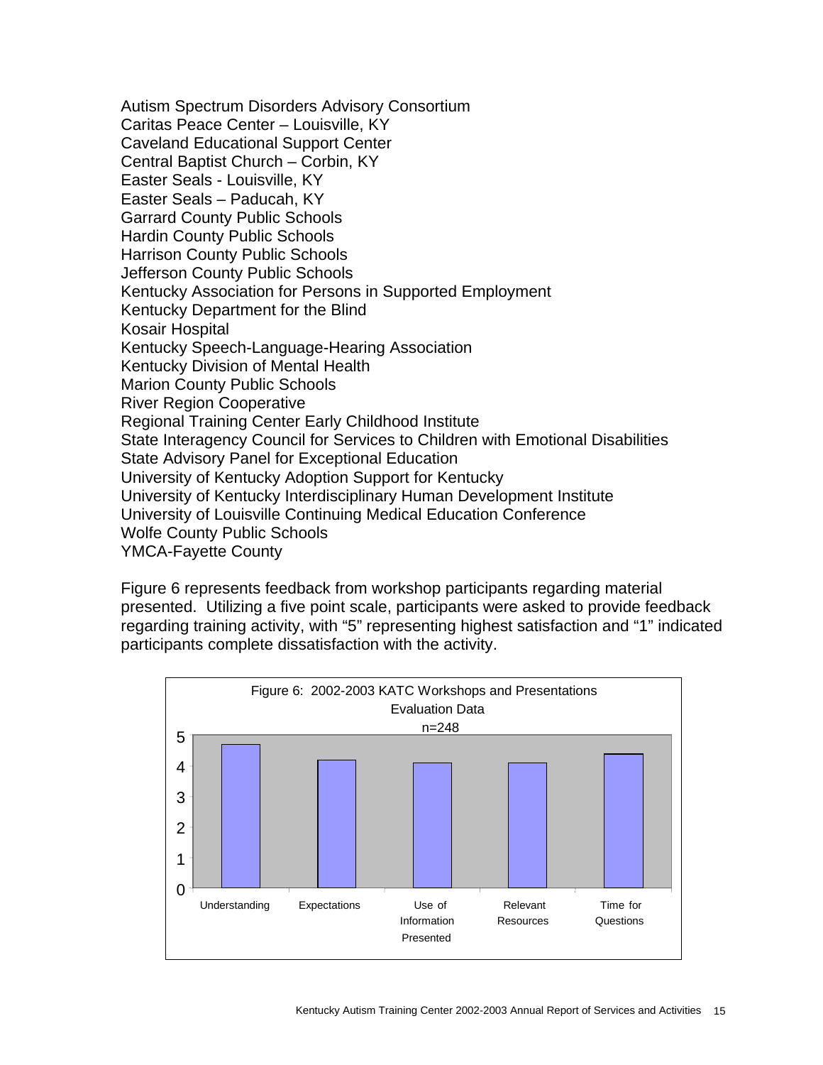Autism Spectrum Disorders Advisory Consortium
Caritas Peace Center – Louisville, KY
Caveland Educational Support Center
Central Baptist Church – Corbin, KY
Easter Seals - Louisville, KY
Easter Seals – Paducah, KY
Garrard County Public Schools
Hardin County Public Schools
Harrison County Public Schools
Jefferson County Public Schools
Kentucky Association for Persons in Supported Employment
Kentucky Department for the Blind
Kosair Hospital
Kentucky Speech-Language-Hearing Association
Kentucky Division of Mental Health
Marion County Public Schools
River Region Cooperative
Regional Training Center Early Childhood Institute
State Interagency Council for Services to Children with Emotional Disabilities
State Advisory Panel for Exceptional Education
University of Kentucky Adoption Support for Kentucky
University of Kentucky Interdisciplinary Human Development Institute
University of Louisville Continuing Medical Education Conference
Wolfe County Public Schools
YMCA-Fayette County

Figure 6 represents feedback from workshop participants regarding material presented. Utilizing a five point scale, participants were asked to provide feedback regarding training activity, with "5" representing highest satisfaction and "1" indicated participants complete dissatisfaction with the activity.

Figure 6: 2002-2003 KATC Workshops and Presentations Evaluation Data n=248

| Category | Rating (approx.) |
|---|---|
| Understanding | 4.7 |
| Expectations | 4.2 |
| Use of Information Presented | 4.1 |
| Relevant Resources | 4.1 |
| Time for Questions | 4.4 |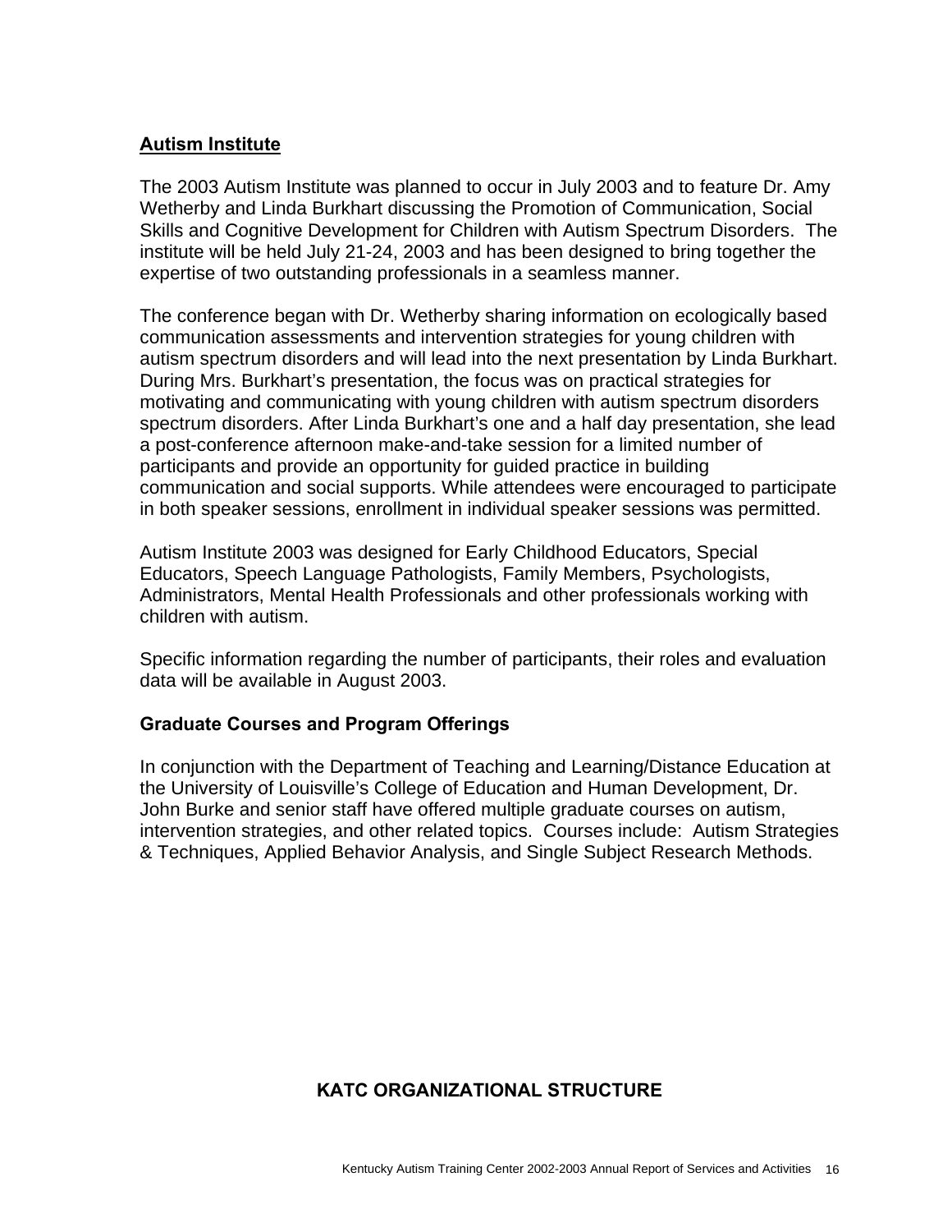## Autism Institute

The 2003 Autism Institute was planned to occur in July 2003 and to feature Dr. Amy Wetherby and Linda Burkhart discussing the Promotion of Communication, Social Skills and Cognitive Development for Children with Autism Spectrum Disorders. The institute will be held July 21-24, 2003 and has been designed to bring together the expertise of two outstanding professionals in a seamless manner.

The conference began with Dr. Wetherby sharing information on ecologically based communication assessments and intervention strategies for young children with autism spectrum disorders and will lead into the next presentation by Linda Burkhart. During Mrs. Burkhart's presentation, the focus was on practical strategies for motivating and communicating with young children with autism spectrum disorders spectrum disorders. After Linda Burkhart's one and a half day presentation, she lead a post-conference afternoon make-and-take session for a limited number of participants and provide an opportunity for guided practice in building communication and social supports. While attendees were encouraged to participate in both speaker sessions, enrollment in individual speaker sessions was permitted.

Autism Institute 2003 was designed for Early Childhood Educators, Special Educators, Speech Language Pathologists, Family Members, Psychologists, Administrators, Mental Health Professionals and other professionals working with children with autism.

Specific information regarding the number of participants, their roles and evaluation data will be available in August 2003.

### Graduate Courses and Program Offerings

In conjunction with the Department of Teaching and Learning/Distance Education at the University of Louisville's College of Education and Human Development, Dr. John Burke and senior staff have offered multiple graduate courses on autism, intervention strategies, and other related topics. Courses include: Autism Strategies & Techniques, Applied Behavior Analysis, and Single Subject Research Methods.

## KATC ORGANIZATIONAL STRUCTURE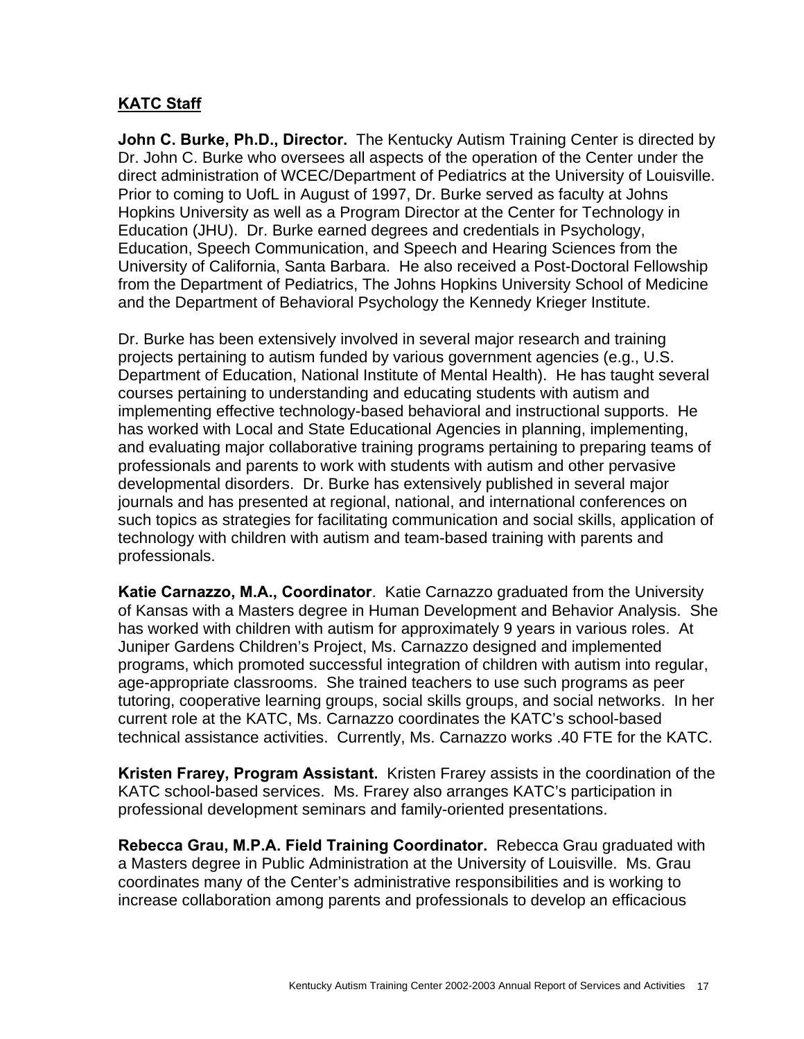## KATC Staff

**John C. Burke, Ph.D., Director.** The Kentucky Autism Training Center is directed by Dr. John C. Burke who oversees all aspects of the operation of the Center under the direct administration of WCEC/Department of Pediatrics at the University of Louisville. Prior to coming to UofL in August of 1997, Dr. Burke served as faculty at Johns Hopkins University as well as a Program Director at the Center for Technology in Education (JHU). Dr. Burke earned degrees and credentials in Psychology, Education, Speech Communication, and Speech and Hearing Sciences from the University of California, Santa Barbara. He also received a Post-Doctoral Fellowship from the Department of Pediatrics, The Johns Hopkins University School of Medicine and the Department of Behavioral Psychology the Kennedy Krieger Institute.

Dr. Burke has been extensively involved in several major research and training projects pertaining to autism funded by various government agencies (e.g., U.S. Department of Education, National Institute of Mental Health). He has taught several courses pertaining to understanding and educating students with autism and implementing effective technology-based behavioral and instructional supports. He has worked with Local and State Educational Agencies in planning, implementing, and evaluating major collaborative training programs pertaining to preparing teams of professionals and parents to work with students with autism and other pervasive developmental disorders. Dr. Burke has extensively published in several major journals and has presented at regional, national, and international conferences on such topics as strategies for facilitating communication and social skills, application of technology with children with autism and team-based training with parents and professionals.

**Katie Carnazzo, M.A., Coordinator**. Katie Carnazzo graduated from the University of Kansas with a Masters degree in Human Development and Behavior Analysis. She has worked with children with autism for approximately 9 years in various roles. At Juniper Gardens Children's Project, Ms. Carnazzo designed and implemented programs, which promoted successful integration of children with autism into regular, age-appropriate classrooms. She trained teachers to use such programs as peer tutoring, cooperative learning groups, social skills groups, and social networks. In her current role at the KATC, Ms. Carnazzo coordinates the KATC's school-based technical assistance activities. Currently, Ms. Carnazzo works .40 FTE for the KATC.

**Kristen Frarey, Program Assistant.** Kristen Frarey assists in the coordination of the KATC school-based services. Ms. Frarey also arranges KATC's participation in professional development seminars and family-oriented presentations.

**Rebecca Grau, M.P.A. Field Training Coordinator.** Rebecca Grau graduated with a Masters degree in Public Administration at the University of Louisville. Ms. Grau coordinates many of the Center's administrative responsibilities and is working to increase collaboration among parents and professionals to develop an efficacious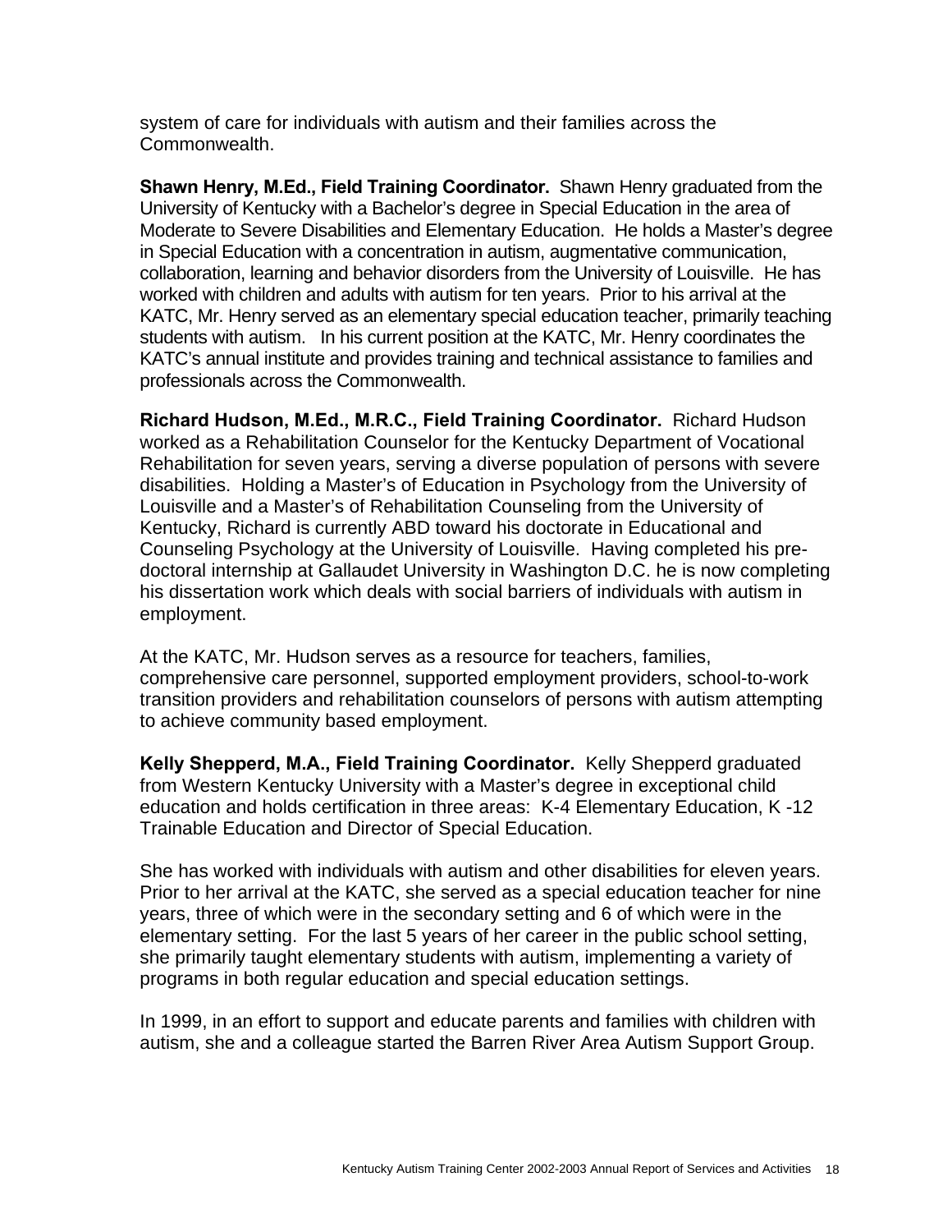system of care for individuals with autism and their families across the Commonwealth.

**Shawn Henry, M.Ed., Field Training Coordinator.** Shawn Henry graduated from the University of Kentucky with a Bachelor's degree in Special Education in the area of Moderate to Severe Disabilities and Elementary Education. He holds a Master's degree in Special Education with a concentration in autism, augmentative communication, collaboration, learning and behavior disorders from the University of Louisville. He has worked with children and adults with autism for ten years. Prior to his arrival at the KATC, Mr. Henry served as an elementary special education teacher, primarily teaching students with autism. In his current position at the KATC, Mr. Henry coordinates the KATC's annual institute and provides training and technical assistance to families and professionals across the Commonwealth.

**Richard Hudson, M.Ed., M.R.C., Field Training Coordinator.** Richard Hudson worked as a Rehabilitation Counselor for the Kentucky Department of Vocational Rehabilitation for seven years, serving a diverse population of persons with severe disabilities. Holding a Master's of Education in Psychology from the University of Louisville and a Master's of Rehabilitation Counseling from the University of Kentucky, Richard is currently ABD toward his doctorate in Educational and Counseling Psychology at the University of Louisville. Having completed his pre-doctoral internship at Gallaudet University in Washington D.C. he is now completing his dissertation work which deals with social barriers of individuals with autism in employment.

At the KATC, Mr. Hudson serves as a resource for teachers, families, comprehensive care personnel, supported employment providers, school-to-work transition providers and rehabilitation counselors of persons with autism attempting to achieve community based employment.

**Kelly Shepperd, M.A., Field Training Coordinator.** Kelly Shepperd graduated from Western Kentucky University with a Master's degree in exceptional child education and holds certification in three areas: K-4 Elementary Education, K -12 Trainable Education and Director of Special Education.

She has worked with individuals with autism and other disabilities for eleven years. Prior to her arrival at the KATC, she served as a special education teacher for nine years, three of which were in the secondary setting and 6 of which were in the elementary setting. For the last 5 years of her career in the public school setting, she primarily taught elementary students with autism, implementing a variety of programs in both regular education and special education settings.

In 1999, in an effort to support and educate parents and families with children with autism, she and a colleague started the Barren River Area Autism Support Group.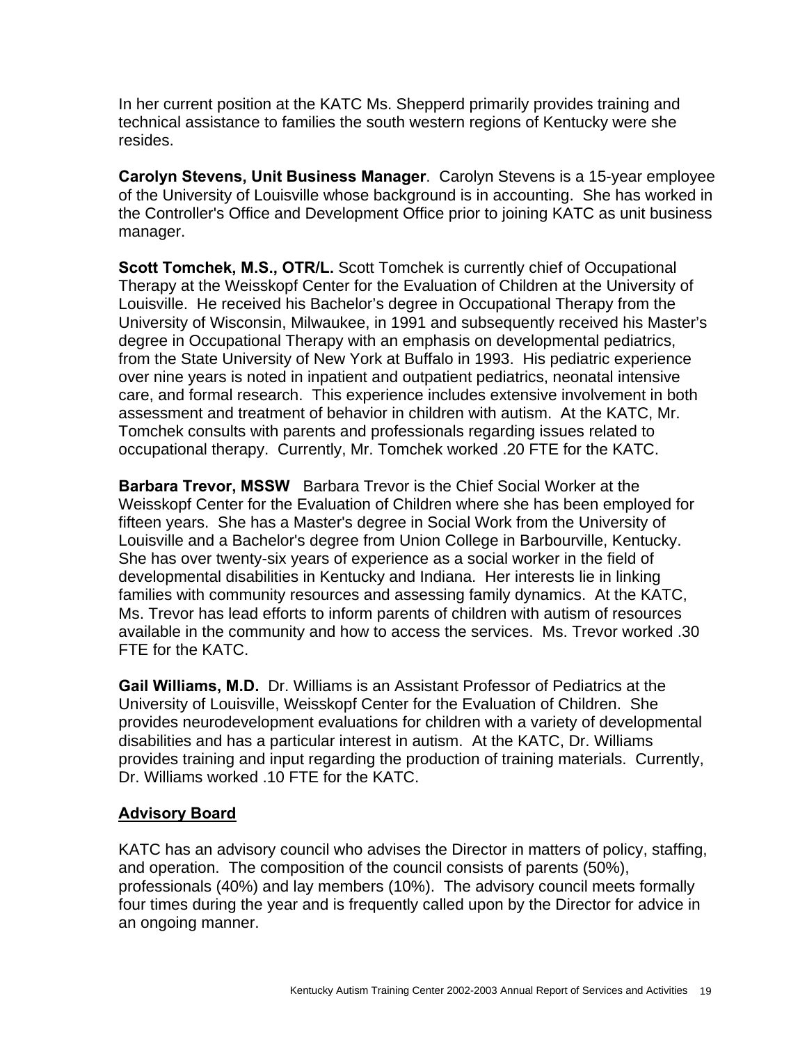In her current position at the KATC Ms. Shepperd primarily provides training and technical assistance to families the south western regions of Kentucky were she resides.

**Carolyn Stevens, Unit Business Manager**. Carolyn Stevens is a 15-year employee of the University of Louisville whose background is in accounting. She has worked in the Controller's Office and Development Office prior to joining KATC as unit business manager.

**Scott Tomchek, M.S., OTR/L.** Scott Tomchek is currently chief of Occupational Therapy at the Weisskopf Center for the Evaluation of Children at the University of Louisville. He received his Bachelor's degree in Occupational Therapy from the University of Wisconsin, Milwaukee, in 1991 and subsequently received his Master's degree in Occupational Therapy with an emphasis on developmental pediatrics, from the State University of New York at Buffalo in 1993. His pediatric experience over nine years is noted in inpatient and outpatient pediatrics, neonatal intensive care, and formal research. This experience includes extensive involvement in both assessment and treatment of behavior in children with autism. At the KATC, Mr. Tomchek consults with parents and professionals regarding issues related to occupational therapy. Currently, Mr. Tomchek worked .20 FTE for the KATC.

**Barbara Trevor, MSSW** Barbara Trevor is the Chief Social Worker at the Weisskopf Center for the Evaluation of Children where she has been employed for fifteen years. She has a Master's degree in Social Work from the University of Louisville and a Bachelor's degree from Union College in Barbourville, Kentucky. She has over twenty-six years of experience as a social worker in the field of developmental disabilities in Kentucky and Indiana. Her interests lie in linking families with community resources and assessing family dynamics. At the KATC, Ms. Trevor has lead efforts to inform parents of children with autism of resources available in the community and how to access the services. Ms. Trevor worked .30 FTE for the KATC.

**Gail Williams, M.D.** Dr. Williams is an Assistant Professor of Pediatrics at the University of Louisville, Weisskopf Center for the Evaluation of Children. She provides neurodevelopment evaluations for children with a variety of developmental disabilities and has a particular interest in autism. At the KATC, Dr. Williams provides training and input regarding the production of training materials. Currently, Dr. Williams worked .10 FTE for the KATC.

## Advisory Board

KATC has an advisory council who advises the Director in matters of policy, staffing, and operation. The composition of the council consists of parents (50%), professionals (40%) and lay members (10%). The advisory council meets formally four times during the year and is frequently called upon by the Director for advice in an ongoing manner.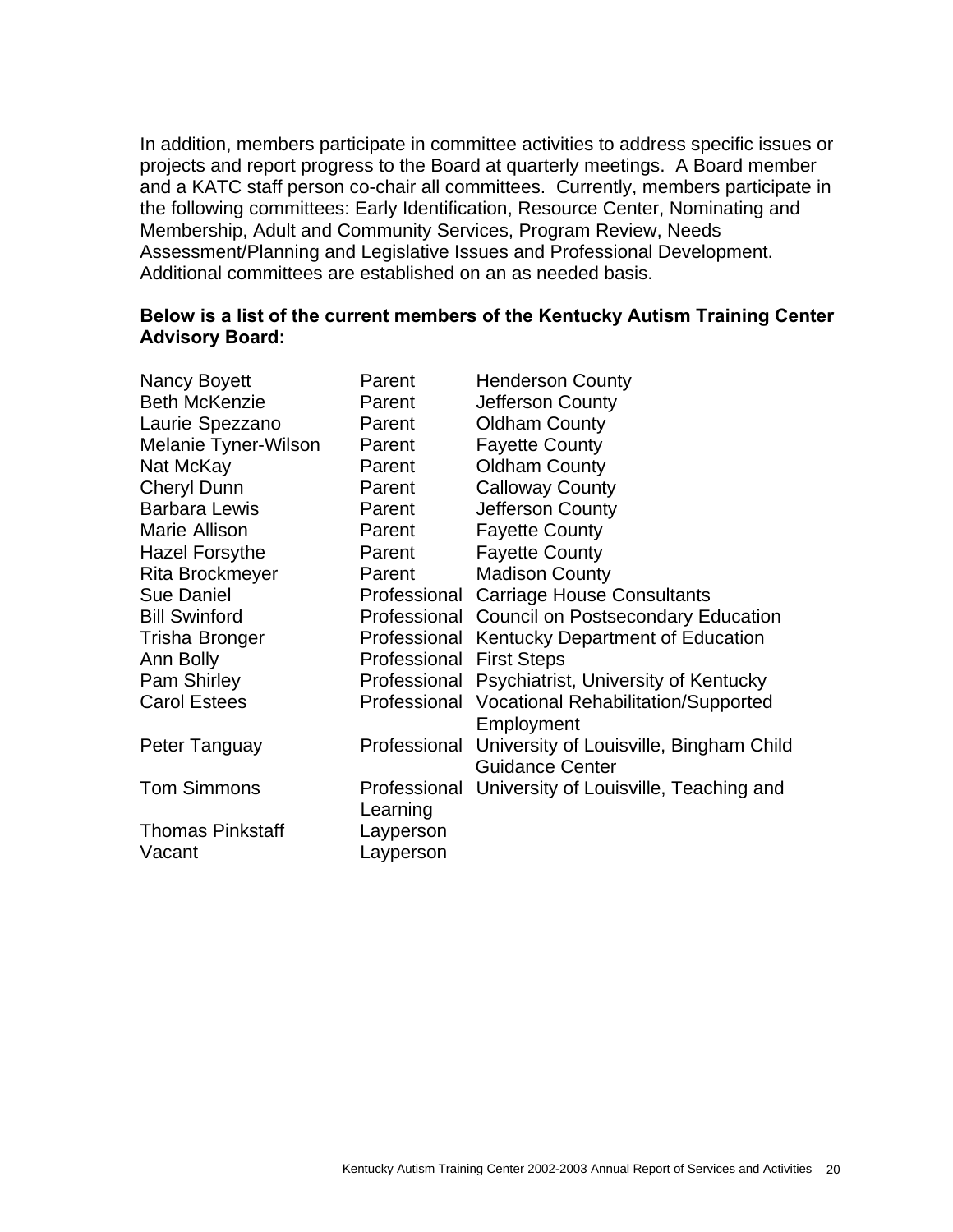In addition, members participate in committee activities to address specific issues or projects and report progress to the Board at quarterly meetings. A Board member and a KATC staff person co-chair all committees. Currently, members participate in the following committees: Early Identification, Resource Center, Nominating and Membership, Adult and Community Services, Program Review, Needs Assessment/Planning and Legislative Issues and Professional Development. Additional committees are established on an as needed basis.

**Below is a list of the current members of the Kentucky Autism Training Center Advisory Board:**

| | | |
|---|---|---|
| Nancy Boyett | Parent | Henderson County |
| Beth McKenzie | Parent | Jefferson County |
| Laurie Spezzano | Parent | Oldham County |
| Melanie Tyner-Wilson | Parent | Fayette County |
| Nat McKay | Parent | Oldham County |
| Cheryl Dunn | Parent | Calloway County |
| Barbara Lewis | Parent | Jefferson County |
| Marie Allison | Parent | Fayette County |
| Hazel Forsythe | Parent | Fayette County |
| Rita Brockmeyer | Parent | Madison County |
| Sue Daniel | Professional | Carriage House Consultants |
| Bill Swinford | Professional | Council on Postsecondary Education |
| Trisha Bronger | Professional | Kentucky Department of Education |
| Ann Bolly | Professional | First Steps |
| Pam Shirley | Professional | Psychiatrist, University of Kentucky |
| Carol Estees | Professional | Vocational Rehabilitation/Supported Employment |
| Peter Tanguay | Professional | University of Louisville, Bingham Child Guidance Center |
| Tom Simmons | Professional | University of Louisville, Teaching and Learning |
| Thomas Pinkstaff | Layperson | |
| Vacant | Layperson | |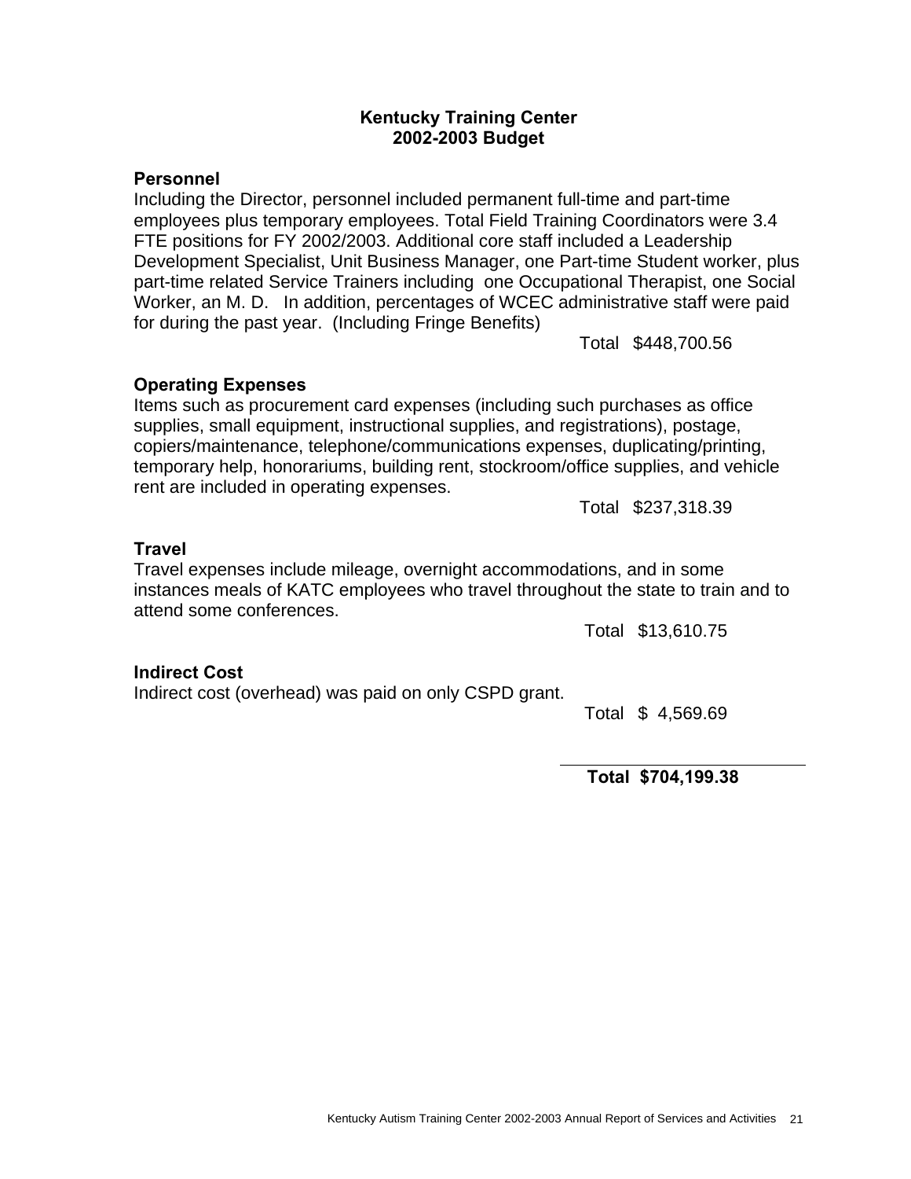# Kentucky Training Center
## 2002-2003 Budget

### Personnel

Including the Director, personnel included permanent full-time and part-time employees plus temporary employees. Total Field Training Coordinators were 3.4 FTE positions for FY 2002/2003. Additional core staff included a Leadership Development Specialist, Unit Business Manager, one Part-time Student worker, plus part-time related Service Trainers including one Occupational Therapist, one Social Worker, an M. D. In addition, percentages of WCEC administrative staff were paid for during the past year. (Including Fringe Benefits)

Total $448,700.56

### Operating Expenses

Items such as procurement card expenses (including such purchases as office supplies, small equipment, instructional supplies, and registrations), postage, copiers/maintenance, telephone/communications expenses, duplicating/printing, temporary help, honorariums, building rent, stockroom/office supplies, and vehicle rent are included in operating expenses.

Total $237,318.39

### Travel

Travel expenses include mileage, overnight accommodations, and in some instances meals of KATC employees who travel throughout the state to train and to attend some conferences.

Total $13,610.75

### Indirect Cost

Indirect cost (overhead) was paid on only CSPD grant.

Total $ 4,569.69

---

**Total $704,199.38**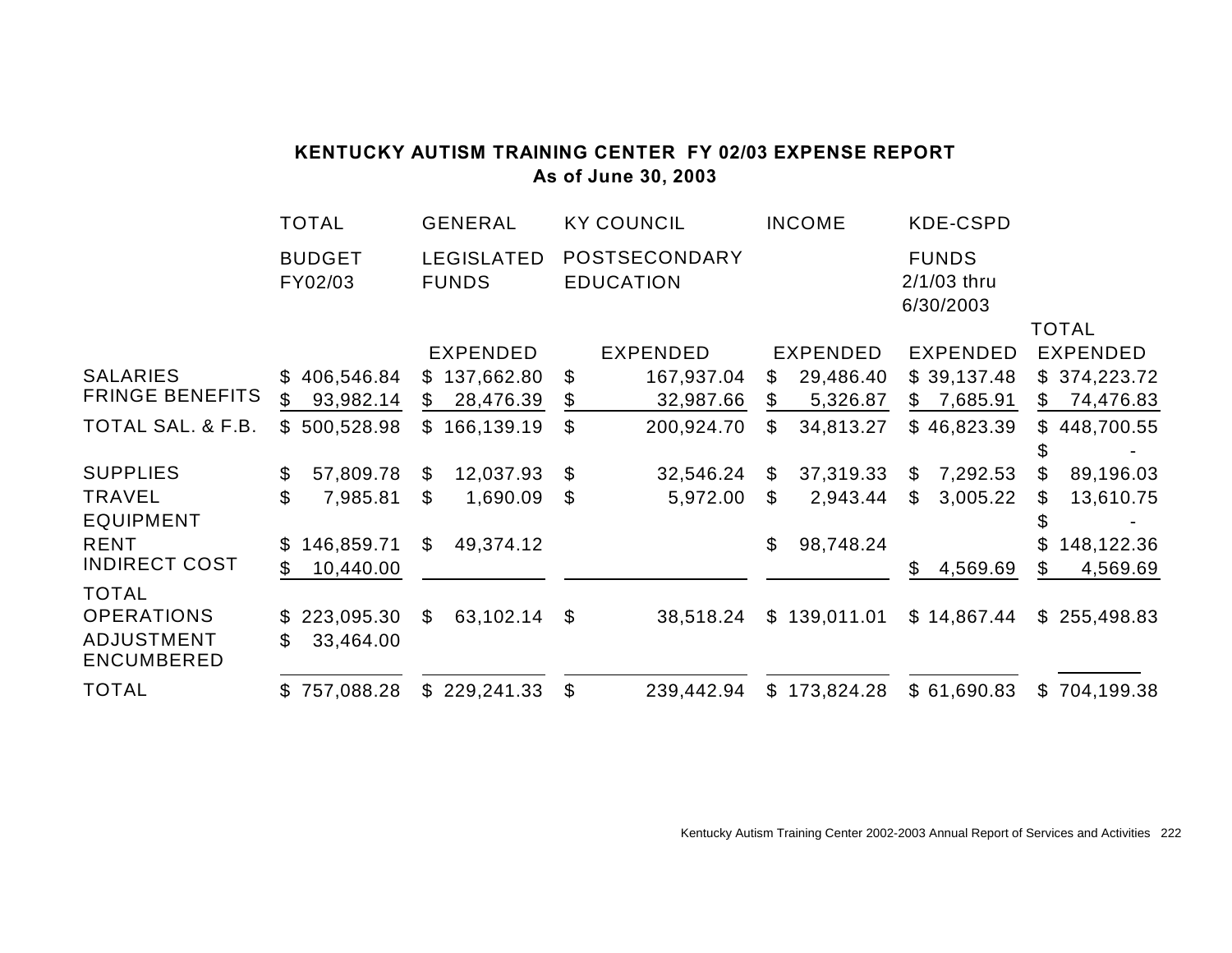**KENTUCKY AUTISM TRAINING CENTER FY 02/03 EXPENSE REPORT**
**As of June 30, 2003**

| | TOTAL BUDGET FY02/03 | GENERAL LEGISLATED FUNDS EXPENDED | KY COUNCIL POSTSECONDARY EDUCATION EXPENDED | INCOME EXPENDED | KDE-CSPD FUNDS 2/1/03 thru 6/30/2003 EXPENDED | TOTAL EXPENDED |
|---|---|---|---|---|---|---|
| SALARIES | $ 406,546.84 | $ 137,662.80 | $ 167,937.04 | $ 29,486.40 | $ 39,137.48 | $ 374,223.72 |
| FRINGE BENEFITS | $ 93,982.14 | $ 28,476.39 | $ 32,987.66 | $ 5,326.87 | $ 7,685.91 | $ 74,476.83 |
| TOTAL SAL. & F.B. | $ 500,528.98 | $ 166,139.19 | $ 200,924.70 | $ 34,813.27 | $ 46,823.39 | $ 448,700.55 |
| | | | | | | $ - |
| SUPPLIES | $ 57,809.78 | $ 12,037.93 | $ 32,546.24 | $ 37,319.33 | $ 7,292.53 | $ 89,196.03 |
| TRAVEL | $ 7,985.81 | $ 1,690.09 | $ 5,972.00 | $ 2,943.44 | $ 3,005.22 | $ 13,610.75 |
| EQUIPMENT | | | | | | $ - |
| RENT | $ 146,859.71 | $ 49,374.12 | | $ 98,748.24 | | $ 148,122.36 |
| INDIRECT COST | $ 10,440.00 | | | | $ 4,569.69 | $ 4,569.69 |
| TOTAL OPERATIONS | $ 223,095.30 | $ 63,102.14 | $ 38,518.24 | $ 139,011.01 | $ 14,867.44 | $ 255,498.83 |
| ADJUSTMENT ENCUMBERED | $ 33,464.00 | | | | | |
| TOTAL | $ 757,088.28 | $ 229,241.33 | $ 239,442.94 | $ 173,824.28 | $ 61,690.83 | $ 704,199.38 |

Kentucky Autism Training Center 2002-2003 Annual Report of Services and Activities 222